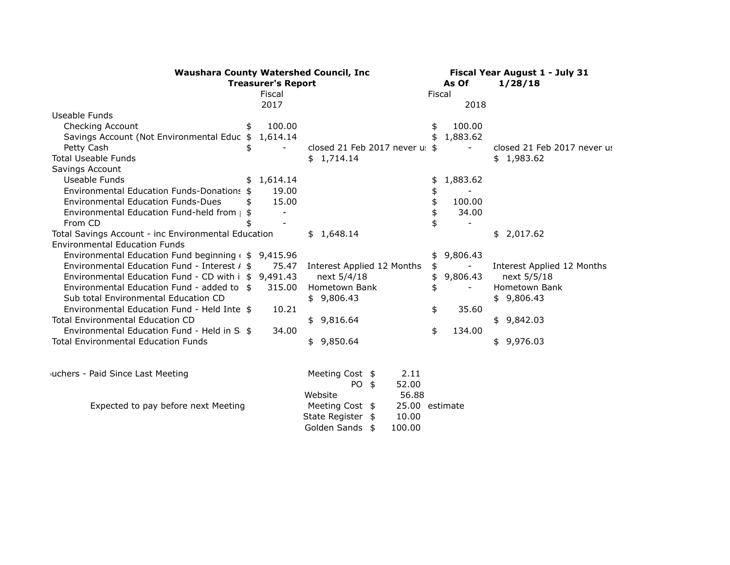**Waushara County Watershed Council, Inc**
**Treasurer's Report**

**Fiscal Year August 1 - July 31**
**As Of 1/28/18**

| | Fiscal 2017 | | Fiscal 2018 | |
|---|---|---|---|---|
| Useable Funds | | | | |
| Checking Account | $ 100.00 | | $ 100.00 | |
| Savings Account (Not Environmental Educ | $ 1,614.14 | | $ 1,883.62 | |
| Petty Cash | $ - | closed 21 Feb 2017 never u: | $ - | closed 21 Feb 2017 never u: |
| Total Useable Funds | | $ 1,714.14 | | $ 1,983.62 |
| Savings Account | | | | |
| Useable Funds | $ 1,614.14 | | $ 1,883.62 | |
| Environmental Education Funds-Donations | $ 19.00 | | $ - | |
| Environmental Education Funds-Dues | $ 15.00 | | $ 100.00 | |
| Environmental Education Fund-held from | | $ - | | $ 34.00 | |
| From CD | $ - | | $ - | |
| Total Savings Account - inc Environmental Education | | $ 1,648.14 | | $ 2,017.62 |
| Environmental Education Funds | | | | |
| Environmental Education Fund beginning | $ 9,415.96 | | $ 9,806.43 | |
| Environmental Education Fund - Interest / | $ 75.47 | Interest Applied 12 Months | $ - | Interest Applied 12 Months |
| Environmental Education Fund - CD with i | $ 9,491.43 | next 5/4/18 | $ 9,806.43 | next 5/5/18 |
| Environmental Education Fund - added to | $ 315.00 | Hometown Bank | $ - | Hometown Bank |
| Sub total Environmental Education CD | | $ 9,806.43 | | $ 9,806.43 |
| Environmental Education Fund - Held Inte | $ 10.21 | | $ 35.60 | |
| Total Environmental Education CD | | $ 9,816.64 | | $ 9,842.03 |
| Environmental Education Fund - Held in S | $ 34.00 | | $ 134.00 | |
| Total Environmental Education Funds | | $ 9,850.64 | | $ 9,976.03 |

| | | | |
|---|---|---|---|
| uchers - Paid Since Last Meeting | Meeting Cost | $ 2.11 | |
| | PO | $ 52.00 | |
| | Website | 56.88 | |
| Expected to pay before next Meeting | Meeting Cost | $ 25.00 | estimate |
| | State Register | $ 10.00 | |
| | Golden Sands | $ 100.00 | |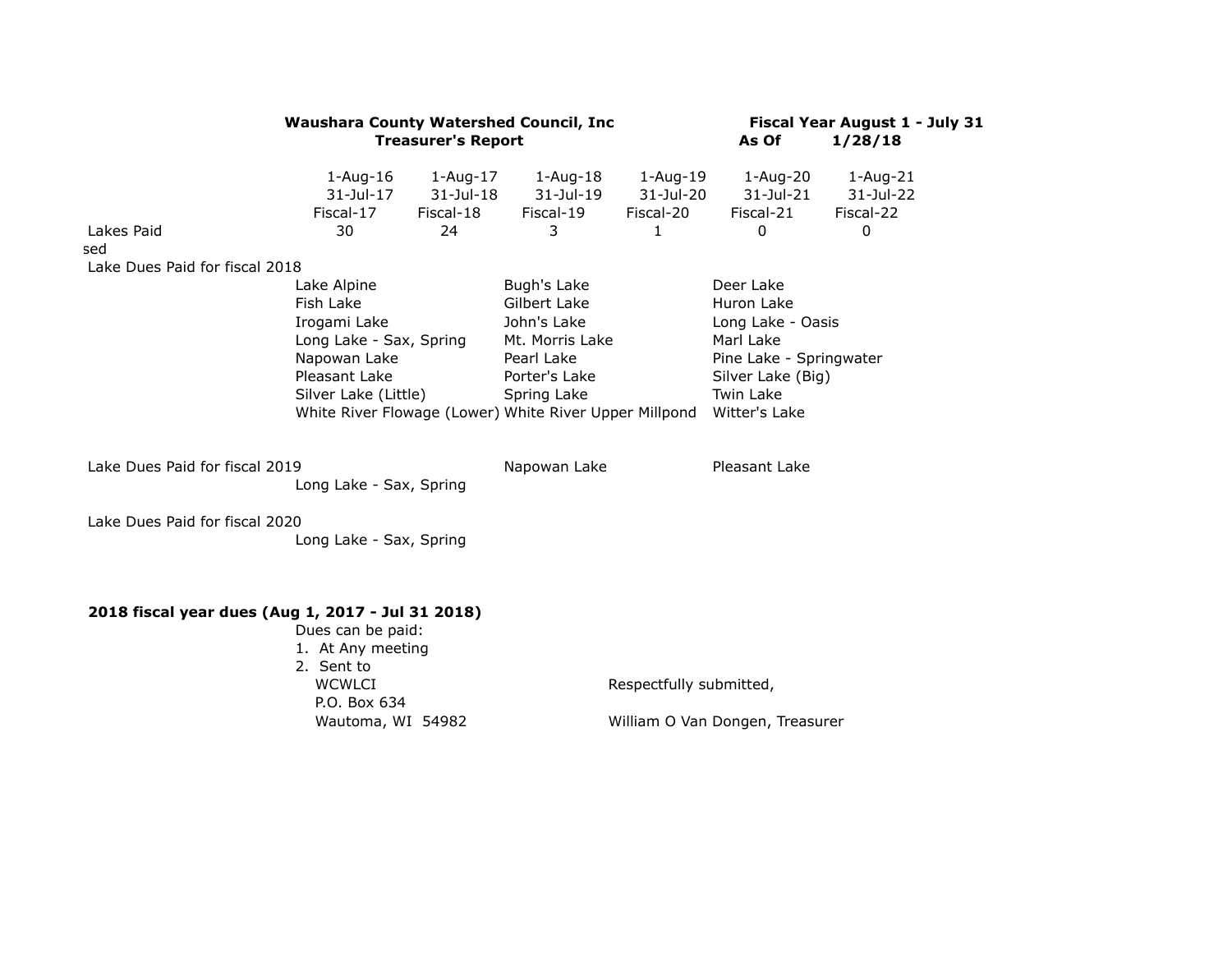**Waushara County Watershed Council, Inc**
**Treasurer's Report**

**Fiscal Year August 1 - July 31**
**As Of 1/28/18**

| | 1-Aug-16 | 1-Aug-17 | 1-Aug-18 | 1-Aug-19 | 1-Aug-20 | 1-Aug-21 |
|---|---|---|---|---|---|---|
| | 31-Jul-17 | 31-Jul-18 | 31-Jul-19 | 31-Jul-20 | 31-Jul-21 | 31-Jul-22 |
| | Fiscal-17 | Fiscal-18 | Fiscal-19 | Fiscal-20 | Fiscal-21 | Fiscal-22 |
| Lakes Paid | 30 | 24 | 3 | 1 | 0 | 0 |

sed

Lake Dues Paid for fiscal 2018

| | | |
|---|---|---|
| Lake Alpine | Bugh's Lake | Deer Lake |
| Fish Lake | Gilbert Lake | Huron Lake |
| Irogami Lake | John's Lake | Long Lake - Oasis |
| Long Lake - Sax, Spring | Mt. Morris Lake | Marl Lake |
| Napowan Lake | Pearl Lake | Pine Lake - Springwater |
| Pleasant Lake | Porter's Lake | Silver Lake (Big) |
| Silver Lake (Little) | Spring Lake | Twin Lake |
| White River Flowage (Lower) | White River Upper Millpond | Witter's Lake |

Lake Dues Paid for fiscal 2019

| | | |
|---|---|---|
| Long Lake - Sax, Spring | Napowan Lake | Pleasant Lake |

Lake Dues Paid for fiscal 2020

Long Lake - Sax, Spring

**2018 fiscal year dues (Aug 1, 2017 - Jul 31 2018)**

Dues can be paid:

1. At Any meeting
2. Sent to
   WCWLCI
   P.O. Box 634
   Wautoma, WI 54982

Respectfully submitted,

William O Van Dongen, Treasurer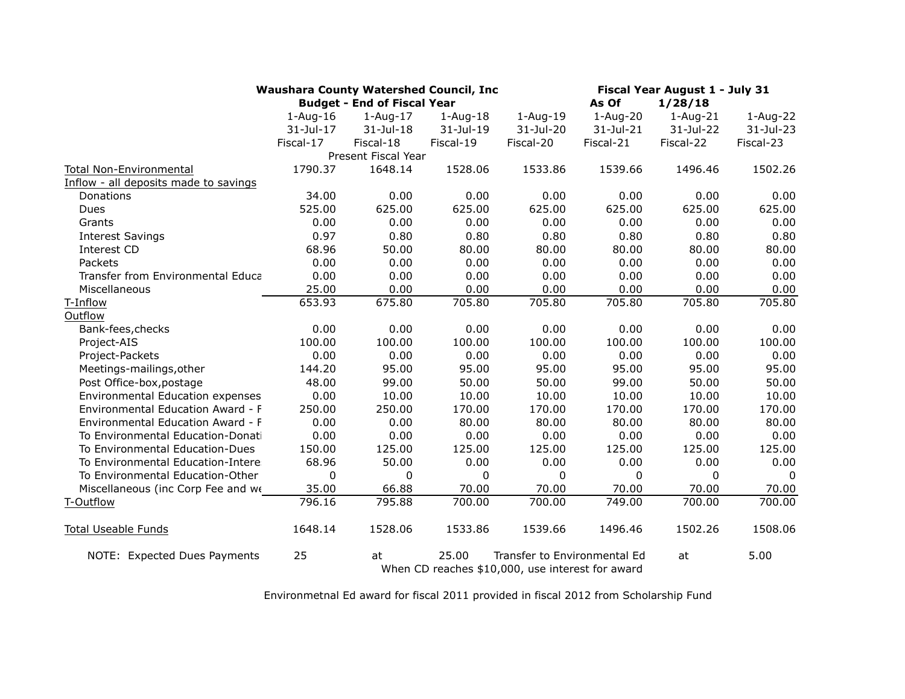| | **Waushara County Watershed Council, Inc** | | | | **Fiscal Year August 1 - July 31** | | |
|---|---|---|---|---|---|---|---|
| | **Budget - End of Fiscal Year** | | | | **As Of** | **1/28/18** | |
| | 1-Aug-16 | 1-Aug-17 | 1-Aug-18 | 1-Aug-19 | 1-Aug-20 | 1-Aug-21 | 1-Aug-22 |
| | 31-Jul-17 | 31-Jul-18 | 31-Jul-19 | 31-Jul-20 | 31-Jul-21 | 31-Jul-22 | 31-Jul-23 |
| | Fiscal-17 | Fiscal-18 | Fiscal-19 | Fiscal-20 | Fiscal-21 | Fiscal-22 | Fiscal-23 |
| | | Present Fiscal Year | | | | | |
| Total Non-Environmental | 1790.37 | 1648.14 | 1528.06 | 1533.86 | 1539.66 | 1496.46 | 1502.26 |
| Inflow - all deposits made to savings | | | | | | | |
| Donations | 34.00 | 0.00 | 0.00 | 0.00 | 0.00 | 0.00 | 0.00 |
| Dues | 525.00 | 625.00 | 625.00 | 625.00 | 625.00 | 625.00 | 625.00 |
| Grants | 0.00 | 0.00 | 0.00 | 0.00 | 0.00 | 0.00 | 0.00 |
| Interest Savings | 0.97 | 0.80 | 0.80 | 0.80 | 0.80 | 0.80 | 0.80 |
| Interest CD | 68.96 | 50.00 | 80.00 | 80.00 | 80.00 | 80.00 | 80.00 |
| Packets | 0.00 | 0.00 | 0.00 | 0.00 | 0.00 | 0.00 | 0.00 |
| Transfer from Environmental Educa | 0.00 | 0.00 | 0.00 | 0.00 | 0.00 | 0.00 | 0.00 |
| Miscellaneous | 25.00 | 0.00 | 0.00 | 0.00 | 0.00 | 0.00 | 0.00 |
| T-Inflow | 653.93 | 675.80 | 705.80 | 705.80 | 705.80 | 705.80 | 705.80 |
| Outflow | | | | | | | |
| Bank-fees,checks | 0.00 | 0.00 | 0.00 | 0.00 | 0.00 | 0.00 | 0.00 |
| Project-AIS | 100.00 | 100.00 | 100.00 | 100.00 | 100.00 | 100.00 | 100.00 |
| Project-Packets | 0.00 | 0.00 | 0.00 | 0.00 | 0.00 | 0.00 | 0.00 |
| Meetings-mailings,other | 144.20 | 95.00 | 95.00 | 95.00 | 95.00 | 95.00 | 95.00 |
| Post Office-box,postage | 48.00 | 99.00 | 50.00 | 50.00 | 99.00 | 50.00 | 50.00 |
| Environmental Education expenses | 0.00 | 10.00 | 10.00 | 10.00 | 10.00 | 10.00 | 10.00 |
| Environmental Education Award - F | 250.00 | 250.00 | 170.00 | 170.00 | 170.00 | 170.00 | 170.00 |
| Environmental Education Award - F | 0.00 | 0.00 | 80.00 | 80.00 | 80.00 | 80.00 | 80.00 |
| To Environmental Education-Donati | 0.00 | 0.00 | 0.00 | 0.00 | 0.00 | 0.00 | 0.00 |
| To Environmental Education-Dues | 150.00 | 125.00 | 125.00 | 125.00 | 125.00 | 125.00 | 125.00 |
| To Environmental Education-Intere | 68.96 | 50.00 | 0.00 | 0.00 | 0.00 | 0.00 | 0.00 |
| To Environmental Education-Other | 0 | 0 | 0 | 0 | 0 | 0 | 0 |
| Miscellaneous (inc Corp Fee and we | 35.00 | 66.88 | 70.00 | 70.00 | 70.00 | 70.00 | 70.00 |
| T-Outflow | 796.16 | 795.88 | 700.00 | 700.00 | 749.00 | 700.00 | 700.00 |
| Total Useable Funds | 1648.14 | 1528.06 | 1533.86 | 1539.66 | 1496.46 | 1502.26 | 1508.06 |

NOTE: Expected Dues Payments 25 at 25.00 Transfer to Environmental Ed at 5.00

When CD reaches $10,000, use interest for award

Environmetnal Ed award for fiscal 2011 provided in fiscal 2012 from Scholarship Fund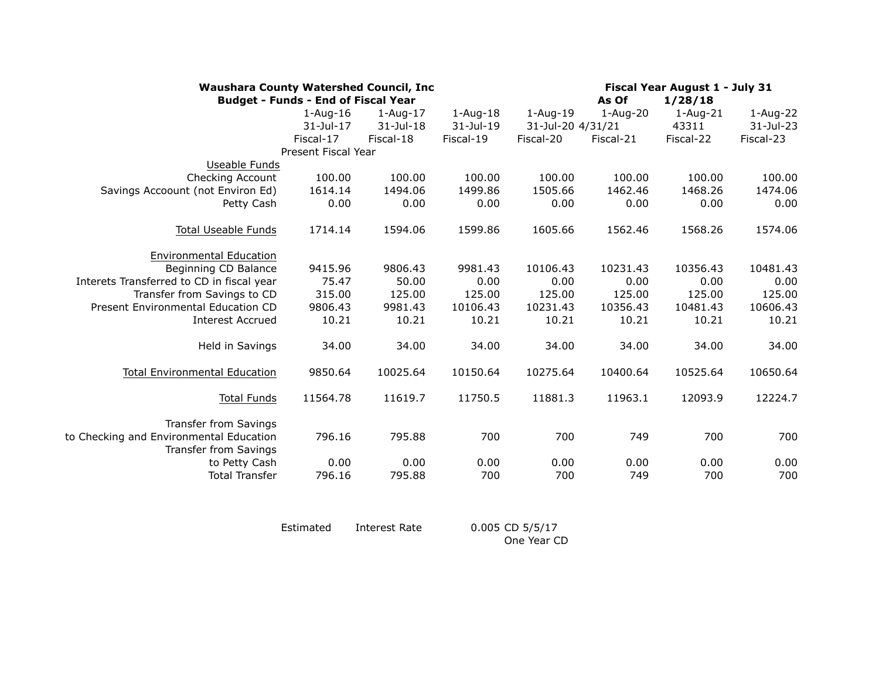**Waushara County Watershed Council, Inc**
**Budget - Funds - End of Fiscal Year**

**Fiscal Year August 1 - July 31**
**As Of 1/28/18**

| | 1-Aug-16 | 1-Aug-17 | 1-Aug-18 | 1-Aug-19 | 1-Aug-20 | 1-Aug-21 | 1-Aug-22 |
|---|---|---|---|---|---|---|---|
| | 31-Jul-17 | 31-Jul-18 | 31-Jul-19 | 31-Jul-20 | 4/31/21 | 43311 | 31-Jul-23 |
| | Fiscal-17 | Fiscal-18 | Fiscal-19 | Fiscal-20 | Fiscal-21 | Fiscal-22 | Fiscal-23 |
| | Present Fiscal Year | | | | | | |
| Useable Funds | | | | | | | |
| Checking Account | 100.00 | 100.00 | 100.00 | 100.00 | 100.00 | 100.00 | 100.00 |
| Savings Accoount (not Environ Ed) | 1614.14 | 1494.06 | 1499.86 | 1505.66 | 1462.46 | 1468.26 | 1474.06 |
| Petty Cash | 0.00 | 0.00 | 0.00 | 0.00 | 0.00 | 0.00 | 0.00 |
| Total Useable Funds | 1714.14 | 1594.06 | 1599.86 | 1605.66 | 1562.46 | 1568.26 | 1574.06 |
| Environmental Education | | | | | | | |
| Beginning CD Balance | 9415.96 | 9806.43 | 9981.43 | 10106.43 | 10231.43 | 10356.43 | 10481.43 |
| Interets Transferred to CD in fiscal year | 75.47 | 50.00 | 0.00 | 0.00 | 0.00 | 0.00 | 0.00 |
| Transfer from Savings to CD | 315.00 | 125.00 | 125.00 | 125.00 | 125.00 | 125.00 | 125.00 |
| Present Environmental Education CD | 9806.43 | 9981.43 | 10106.43 | 10231.43 | 10356.43 | 10481.43 | 10606.43 |
| Interest Accrued | 10.21 | 10.21 | 10.21 | 10.21 | 10.21 | 10.21 | 10.21 |
| Held in Savings | 34.00 | 34.00 | 34.00 | 34.00 | 34.00 | 34.00 | 34.00 |
| Total Environmental Education | 9850.64 | 10025.64 | 10150.64 | 10275.64 | 10400.64 | 10525.64 | 10650.64 |
| Total Funds | 11564.78 | 11619.7 | 11750.5 | 11881.3 | 11963.1 | 12093.9 | 12224.7 |
| Transfer from Savings to Checking and Environmental Education | 796.16 | 795.88 | 700 | 700 | 749 | 700 | 700 |
| Transfer from Savings to Petty Cash | 0.00 | 0.00 | 0.00 | 0.00 | 0.00 | 0.00 | 0.00 |
| Total Transfer | 796.16 | 795.88 | 700 | 700 | 749 | 700 | 700 |

Estimated Interest Rate 0.005 CD 5/5/17
One Year CD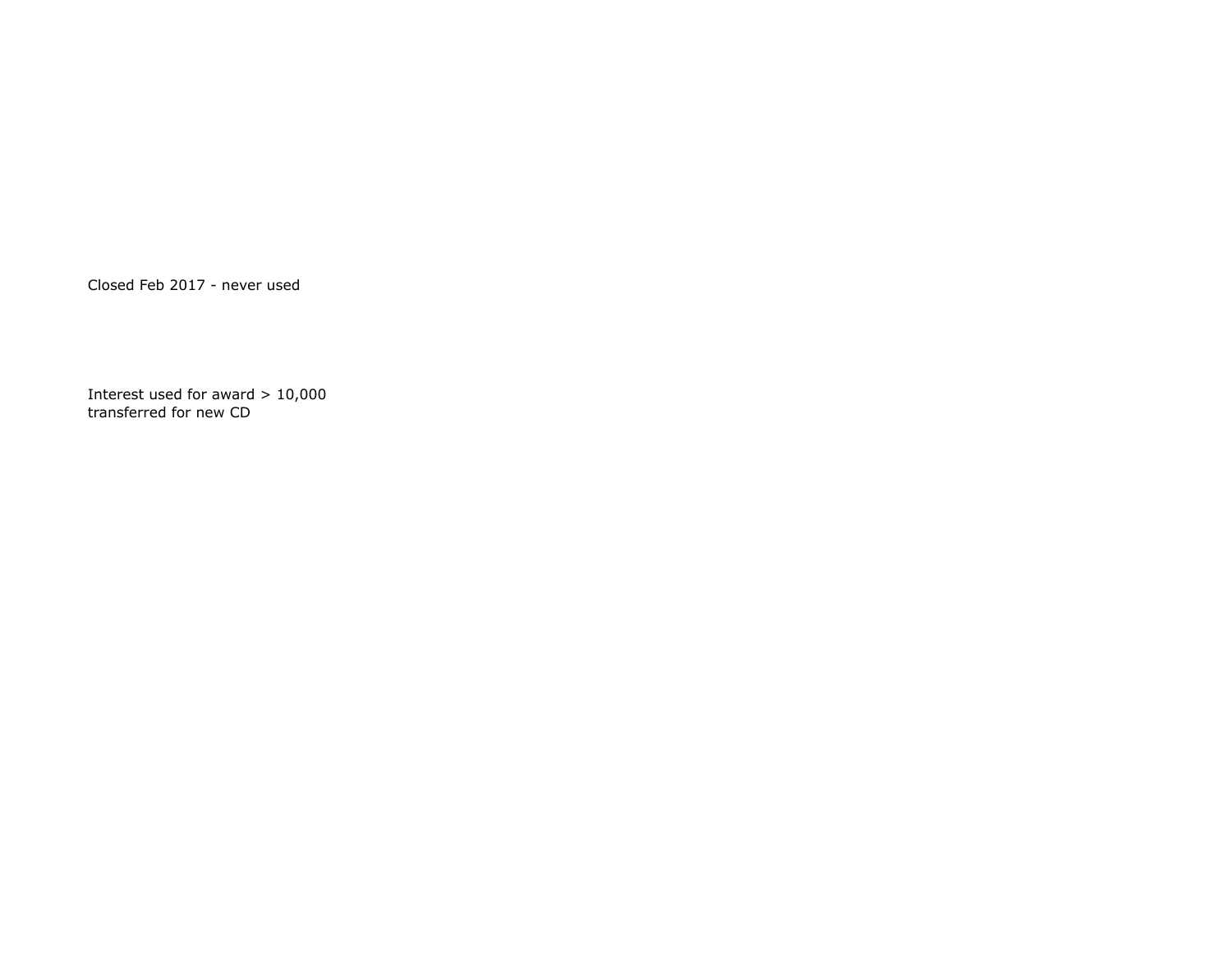Closed Feb 2017 - never used

Interest used for award > 10,000
transferred for new CD